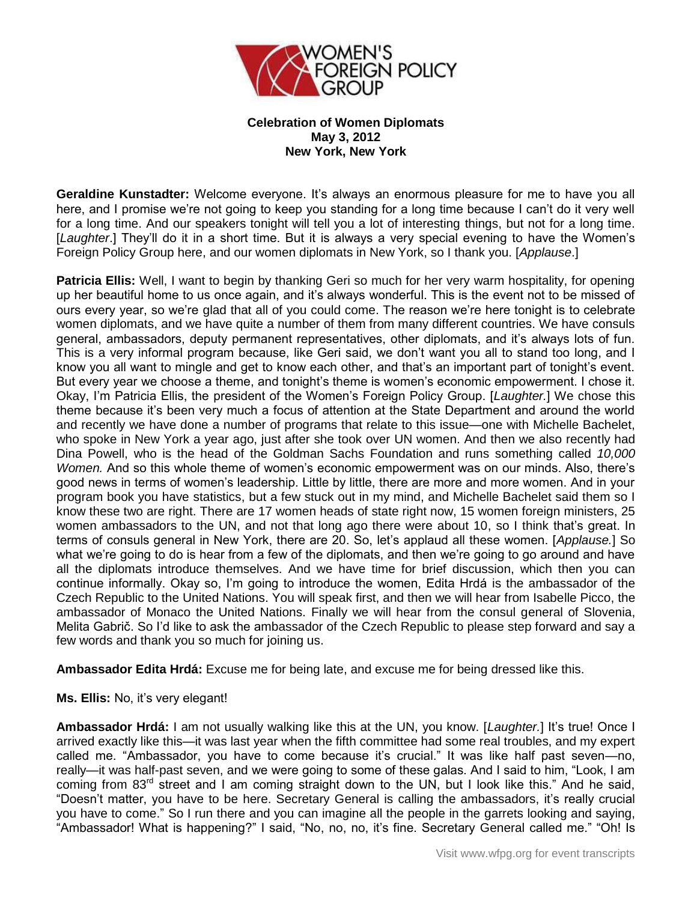**Celebration of Women Diplomats**
**May 3, 2012**
**New York, New York**

**Geraldine Kunstadter:** Welcome everyone. It's always an enormous pleasure for me to have you all here, and I promise we're not going to keep you standing for a long time because I can't do it very well for a long time. And our speakers tonight will tell you a lot of interesting things, but not for a long time. [*Laughter*.] They'll do it in a short time. But it is always a very special evening to have the Women's Foreign Policy Group here, and our women diplomats in New York, so I thank you. [*Applause*.]

**Patricia Ellis:** Well, I want to begin by thanking Geri so much for her very warm hospitality, for opening up her beautiful home to us once again, and it's always wonderful. This is the event not to be missed of ours every year, so we're glad that all of you could come. The reason we're here tonight is to celebrate women diplomats, and we have quite a number of them from many different countries. We have consuls general, ambassadors, deputy permanent representatives, other diplomats, and it's always lots of fun. This is a very informal program because, like Geri said, we don't want you all to stand too long, and I know you all want to mingle and get to know each other, and that's an important part of tonight's event. But every year we choose a theme, and tonight's theme is women's economic empowerment. I chose it. Okay, I'm Patricia Ellis, the president of the Women's Foreign Policy Group. [*Laughter.*] We chose this theme because it's been very much a focus of attention at the State Department and around the world and recently we have done a number of programs that relate to this issue—one with Michelle Bachelet, who spoke in New York a year ago, just after she took over UN women. And then we also recently had Dina Powell, who is the head of the Goldman Sachs Foundation and runs something called *10,000 Women.* And so this whole theme of women's economic empowerment was on our minds. Also, there's good news in terms of women's leadership. Little by little, there are more and more women. And in your program book you have statistics, but a few stuck out in my mind, and Michelle Bachelet said them so I know these two are right. There are 17 women heads of state right now, 15 women foreign ministers, 25 women ambassadors to the UN, and not that long ago there were about 10, so I think that's great. In terms of consuls general in New York, there are 20. So, let's applaud all these women. [*Applause.*] So what we're going to do is hear from a few of the diplomats, and then we're going to go around and have all the diplomats introduce themselves. And we have time for brief discussion, which then you can continue informally. Okay so, I'm going to introduce the women, Edita Hrdá is the ambassador of the Czech Republic to the United Nations. You will speak first, and then we will hear from Isabelle Picco, the ambassador of Monaco the United Nations. Finally we will hear from the consul general of Slovenia, Melita Gabrič. So I'd like to ask the ambassador of the Czech Republic to please step forward and say a few words and thank you so much for joining us.

**Ambassador Edita Hrdá:** Excuse me for being late, and excuse me for being dressed like this.

**Ms. Ellis:** No, it's very elegant!

**Ambassador Hrdá:** I am not usually walking like this at the UN, you know. [*Laughter.*] It's true! Once I arrived exactly like this—it was last year when the fifth committee had some real troubles, and my expert called me. "Ambassador, you have to come because it's crucial." It was like half past seven—no, really—it was half-past seven, and we were going to some of these galas. And I said to him, "Look, I am coming from 83rd street and I am coming straight down to the UN, but I look like this." And he said, "Doesn't matter, you have to be here. Secretary General is calling the ambassadors, it's really crucial you have to come." So I run there and you can imagine all the people in the garrets looking and saying, "Ambassador! What is happening?" I said, "No, no, no, it's fine. Secretary General called me." "Oh! Is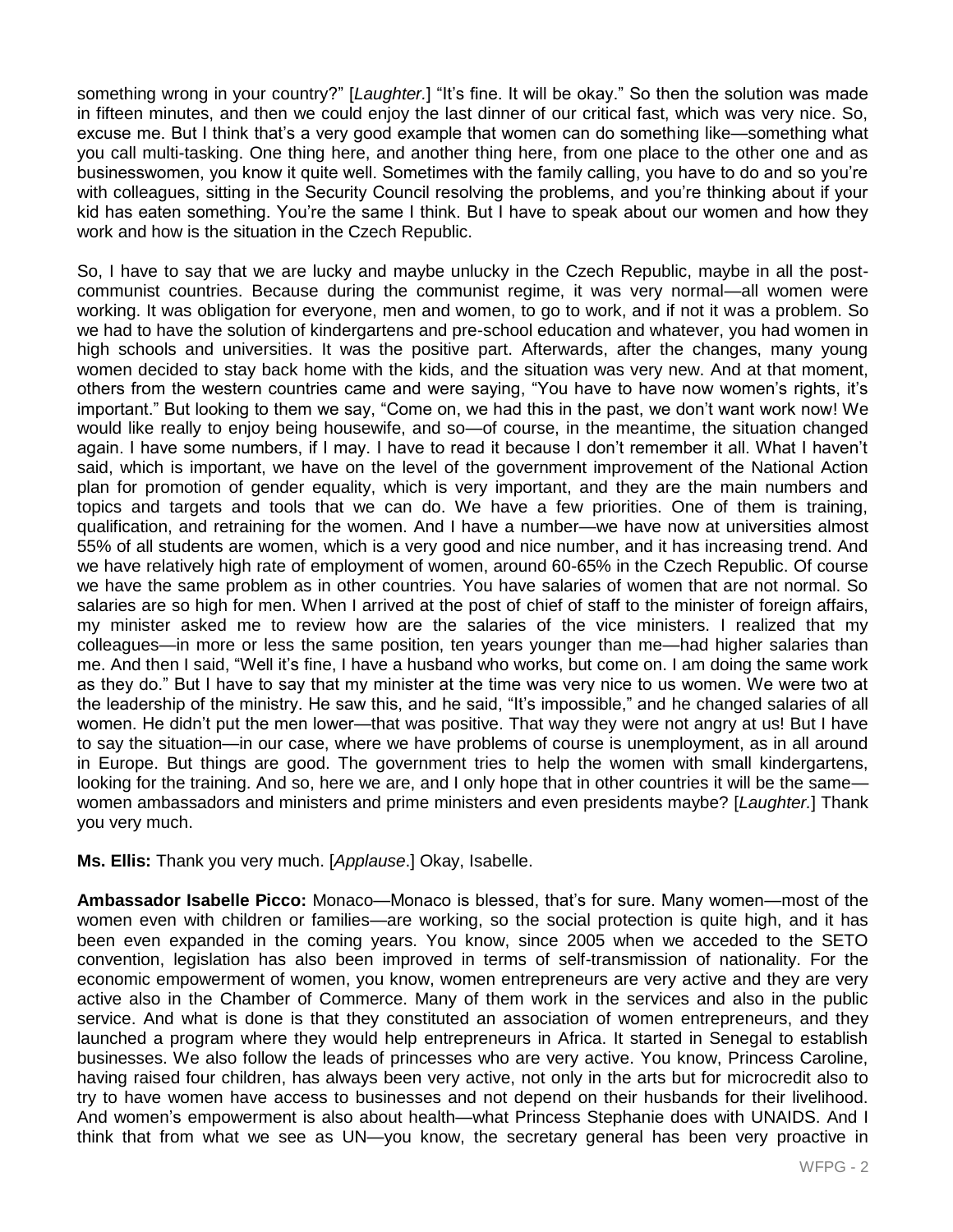something wrong in your country?" [*Laughter.*] "It's fine. It will be okay." So then the solution was made in fifteen minutes, and then we could enjoy the last dinner of our critical fast, which was very nice. So, excuse me. But I think that's a very good example that women can do something like—something what you call multi-tasking. One thing here, and another thing here, from one place to the other one and as businesswomen, you know it quite well. Sometimes with the family calling, you have to do and so you're with colleagues, sitting in the Security Council resolving the problems, and you're thinking about if your kid has eaten something. You're the same I think. But I have to speak about our women and how they work and how is the situation in the Czech Republic.

So, I have to say that we are lucky and maybe unlucky in the Czech Republic, maybe in all the post-communist countries. Because during the communist regime, it was very normal—all women were working. It was obligation for everyone, men and women, to go to work, and if not it was a problem. So we had to have the solution of kindergartens and pre-school education and whatever, you had women in high schools and universities. It was the positive part. Afterwards, after the changes, many young women decided to stay back home with the kids, and the situation was very new. And at that moment, others from the western countries came and were saying, "You have to have now women's rights, it's important." But looking to them we say, "Come on, we had this in the past, we don't want work now! We would like really to enjoy being housewife, and so—of course, in the meantime, the situation changed again. I have some numbers, if I may. I have to read it because I don't remember it all. What I haven't said, which is important, we have on the level of the government improvement of the National Action plan for promotion of gender equality, which is very important, and they are the main numbers and topics and targets and tools that we can do. We have a few priorities. One of them is training, qualification, and retraining for the women. And I have a number—we have now at universities almost 55% of all students are women, which is a very good and nice number, and it has increasing trend. And we have relatively high rate of employment of women, around 60-65% in the Czech Republic. Of course we have the same problem as in other countries. You have salaries of women that are not normal. So salaries are so high for men. When I arrived at the post of chief of staff to the minister of foreign affairs, my minister asked me to review how are the salaries of the vice ministers. I realized that my colleagues—in more or less the same position, ten years younger than me—had higher salaries than me. And then I said, "Well it's fine, I have a husband who works, but come on. I am doing the same work as they do." But I have to say that my minister at the time was very nice to us women. We were two at the leadership of the ministry. He saw this, and he said, "It's impossible," and he changed salaries of all women. He didn't put the men lower—that was positive. That way they were not angry at us! But I have to say the situation—in our case, where we have problems of course is unemployment, as in all around in Europe. But things are good. The government tries to help the women with small kindergartens, looking for the training. And so, here we are, and I only hope that in other countries it will be the same—women ambassadors and ministers and prime ministers and even presidents maybe? [*Laughter.*] Thank you very much.

**Ms. Ellis:** Thank you very much. [*Applause*.] Okay, Isabelle.

**Ambassador Isabelle Picco:** Monaco—Monaco is blessed, that's for sure. Many women—most of the women even with children or families—are working, so the social protection is quite high, and it has been even expanded in the coming years. You know, since 2005 when we acceded to the SETO convention, legislation has also been improved in terms of self-transmission of nationality. For the economic empowerment of women, you know, women entrepreneurs are very active and they are very active also in the Chamber of Commerce. Many of them work in the services and also in the public service. And what is done is that they constituted an association of women entrepreneurs, and they launched a program where they would help entrepreneurs in Africa. It started in Senegal to establish businesses. We also follow the leads of princesses who are very active. You know, Princess Caroline, having raised four children, has always been very active, not only in the arts but for microcredit also to try to have women have access to businesses and not depend on their husbands for their livelihood. And women's empowerment is also about health—what Princess Stephanie does with UNAIDS. And I think that from what we see as UN—you know, the secretary general has been very proactive in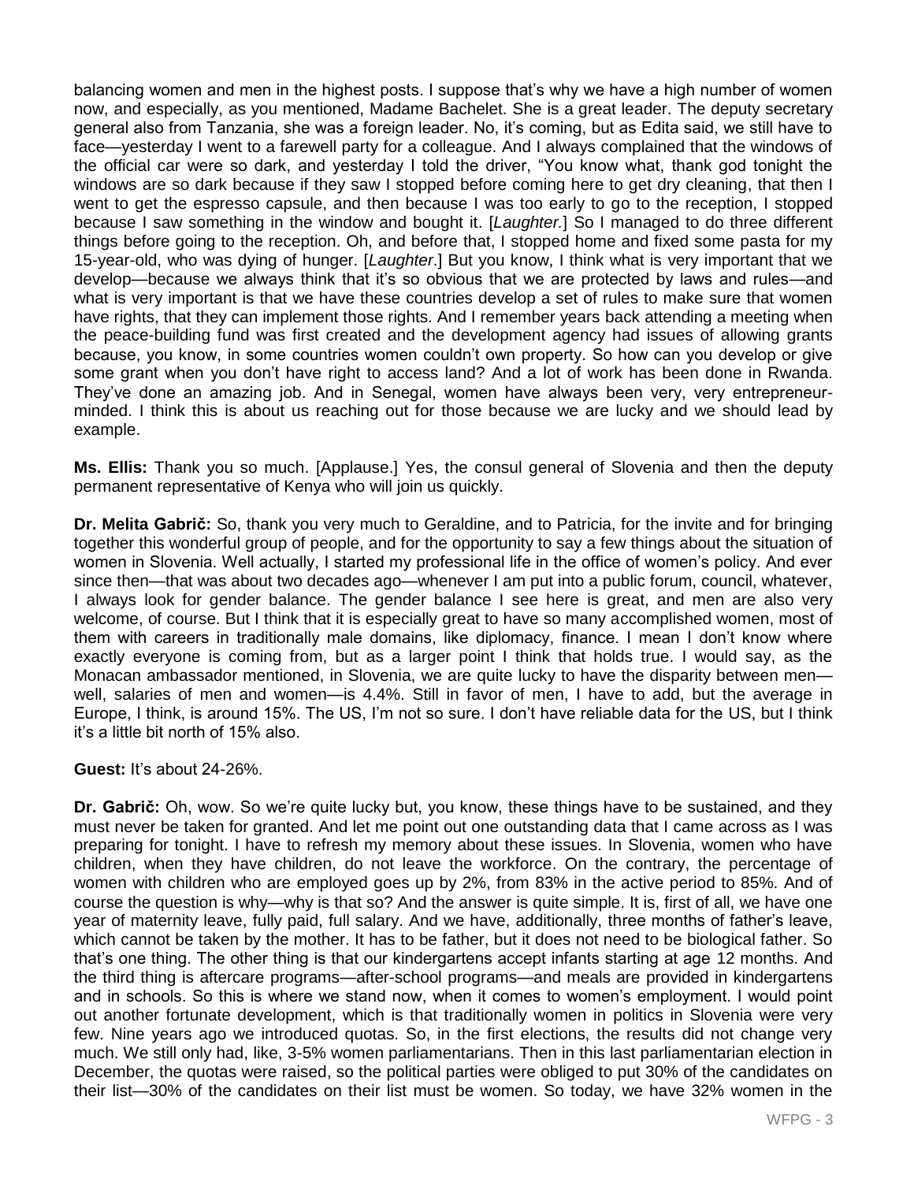balancing women and men in the highest posts. I suppose that's why we have a high number of women now, and especially, as you mentioned, Madame Bachelet. She is a great leader. The deputy secretary general also from Tanzania, she was a foreign leader. No, it's coming, but as Edita said, we still have to face—yesterday I went to a farewell party for a colleague. And I always complained that the windows of the official car were so dark, and yesterday I told the driver, "You know what, thank god tonight the windows are so dark because if they saw I stopped before coming here to get dry cleaning, that then I went to get the espresso capsule, and then because I was too early to go to the reception, I stopped because I saw something in the window and bought it. [*Laughter.*] So I managed to do three different things before going to the reception. Oh, and before that, I stopped home and fixed some pasta for my 15-year-old, who was dying of hunger. [*Laughter*.] But you know, I think what is very important that we develop—because we always think that it's so obvious that we are protected by laws and rules—and what is very important is that we have these countries develop a set of rules to make sure that women have rights, that they can implement those rights. And I remember years back attending a meeting when the peace-building fund was first created and the development agency had issues of allowing grants because, you know, in some countries women couldn't own property. So how can you develop or give some grant when you don't have right to access land? And a lot of work has been done in Rwanda. They've done an amazing job. And in Senegal, women have always been very, very entrepreneur-minded. I think this is about us reaching out for those because we are lucky and we should lead by example.

**Ms. Ellis:** Thank you so much. [Applause.] Yes, the consul general of Slovenia and then the deputy permanent representative of Kenya who will join us quickly.

**Dr. Melita Gabrič:** So, thank you very much to Geraldine, and to Patricia, for the invite and for bringing together this wonderful group of people, and for the opportunity to say a few things about the situation of women in Slovenia. Well actually, I started my professional life in the office of women's policy. And ever since then—that was about two decades ago—whenever I am put into a public forum, council, whatever, I always look for gender balance. The gender balance I see here is great, and men are also very welcome, of course. But I think that it is especially great to have so many accomplished women, most of them with careers in traditionally male domains, like diplomacy, finance. I mean I don't know where exactly everyone is coming from, but as a larger point I think that holds true. I would say, as the Monacan ambassador mentioned, in Slovenia, we are quite lucky to have the disparity between men—well, salaries of men and women—is 4.4%. Still in favor of men, I have to add, but the average in Europe, I think, is around 15%. The US, I'm not so sure. I don't have reliable data for the US, but I think it's a little bit north of 15% also.

**Guest:** It's about 24-26%.

**Dr. Gabrič:** Oh, wow. So we're quite lucky but, you know, these things have to be sustained, and they must never be taken for granted. And let me point out one outstanding data that I came across as I was preparing for tonight. I have to refresh my memory about these issues. In Slovenia, women who have children, when they have children, do not leave the workforce. On the contrary, the percentage of women with children who are employed goes up by 2%, from 83% in the active period to 85%. And of course the question is why—why is that so? And the answer is quite simple. It is, first of all, we have one year of maternity leave, fully paid, full salary. And we have, additionally, three months of father's leave, which cannot be taken by the mother. It has to be father, but it does not need to be biological father. So that's one thing. The other thing is that our kindergartens accept infants starting at age 12 months. And the third thing is aftercare programs—after-school programs—and meals are provided in kindergartens and in schools. So this is where we stand now, when it comes to women's employment. I would point out another fortunate development, which is that traditionally women in politics in Slovenia were very few. Nine years ago we introduced quotas. So, in the first elections, the results did not change very much. We still only had, like, 3-5% women parliamentarians. Then in this last parliamentarian election in December, the quotas were raised, so the political parties were obliged to put 30% of the candidates on their list—30% of the candidates on their list must be women. So today, we have 32% women in the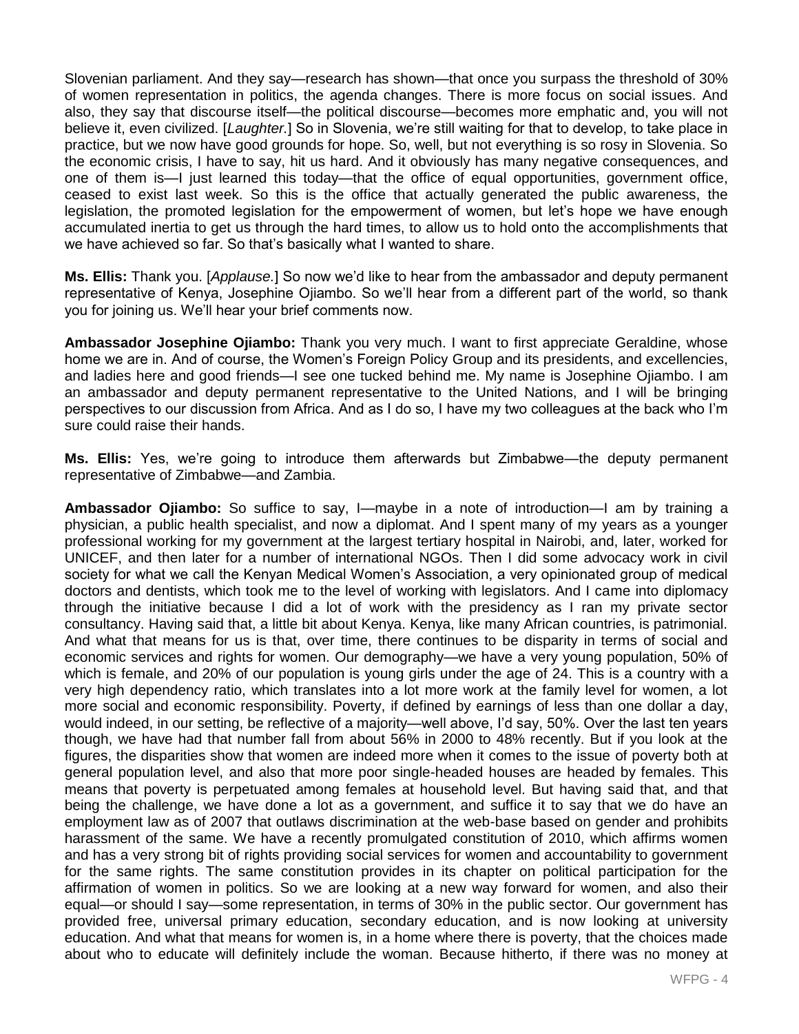Slovenian parliament. And they say—research has shown—that once you surpass the threshold of 30% of women representation in politics, the agenda changes. There is more focus on social issues. And also, they say that discourse itself—the political discourse—becomes more emphatic and, you will not believe it, even civilized. [*Laughter.*] So in Slovenia, we're still waiting for that to develop, to take place in practice, but we now have good grounds for hope. So, well, but not everything is so rosy in Slovenia. So the economic crisis, I have to say, hit us hard. And it obviously has many negative consequences, and one of them is—I just learned this today—that the office of equal opportunities, government office, ceased to exist last week. So this is the office that actually generated the public awareness, the legislation, the promoted legislation for the empowerment of women, but let's hope we have enough accumulated inertia to get us through the hard times, to allow us to hold onto the accomplishments that we have achieved so far. So that's basically what I wanted to share.

**Ms. Ellis:** Thank you. [*Applause.*] So now we'd like to hear from the ambassador and deputy permanent representative of Kenya, Josephine Ojiambo. So we'll hear from a different part of the world, so thank you for joining us. We'll hear your brief comments now.

**Ambassador Josephine Ojiambo:** Thank you very much. I want to first appreciate Geraldine, whose home we are in. And of course, the Women's Foreign Policy Group and its presidents, and excellencies, and ladies here and good friends—I see one tucked behind me. My name is Josephine Ojiambo. I am an ambassador and deputy permanent representative to the United Nations, and I will be bringing perspectives to our discussion from Africa. And as I do so, I have my two colleagues at the back who I'm sure could raise their hands.

**Ms. Ellis:** Yes, we're going to introduce them afterwards but Zimbabwe—the deputy permanent representative of Zimbabwe—and Zambia.

**Ambassador Ojiambo:** So suffice to say, I—maybe in a note of introduction—I am by training a physician, a public health specialist, and now a diplomat. And I spent many of my years as a younger professional working for my government at the largest tertiary hospital in Nairobi, and, later, worked for UNICEF, and then later for a number of international NGOs. Then I did some advocacy work in civil society for what we call the Kenyan Medical Women's Association, a very opinionated group of medical doctors and dentists, which took me to the level of working with legislators. And I came into diplomacy through the initiative because I did a lot of work with the presidency as I ran my private sector consultancy. Having said that, a little bit about Kenya. Kenya, like many African countries, is patrimonial. And what that means for us is that, over time, there continues to be disparity in terms of social and economic services and rights for women. Our demography—we have a very young population, 50% of which is female, and 20% of our population is young girls under the age of 24. This is a country with a very high dependency ratio, which translates into a lot more work at the family level for women, a lot more social and economic responsibility. Poverty, if defined by earnings of less than one dollar a day, would indeed, in our setting, be reflective of a majority—well above, I'd say, 50%. Over the last ten years though, we have had that number fall from about 56% in 2000 to 48% recently. But if you look at the figures, the disparities show that women are indeed more when it comes to the issue of poverty both at general population level, and also that more poor single-headed houses are headed by females. This means that poverty is perpetuated among females at household level. But having said that, and that being the challenge, we have done a lot as a government, and suffice it to say that we do have an employment law as of 2007 that outlaws discrimination at the web-base based on gender and prohibits harassment of the same. We have a recently promulgated constitution of 2010, which affirms women and has a very strong bit of rights providing social services for women and accountability to government for the same rights. The same constitution provides in its chapter on political participation for the affirmation of women in politics. So we are looking at a new way forward for women, and also their equal—or should I say—some representation, in terms of 30% in the public sector. Our government has provided free, universal primary education, secondary education, and is now looking at university education. And what that means for women is, in a home where there is poverty, that the choices made about who to educate will definitely include the woman. Because hitherto, if there was no money at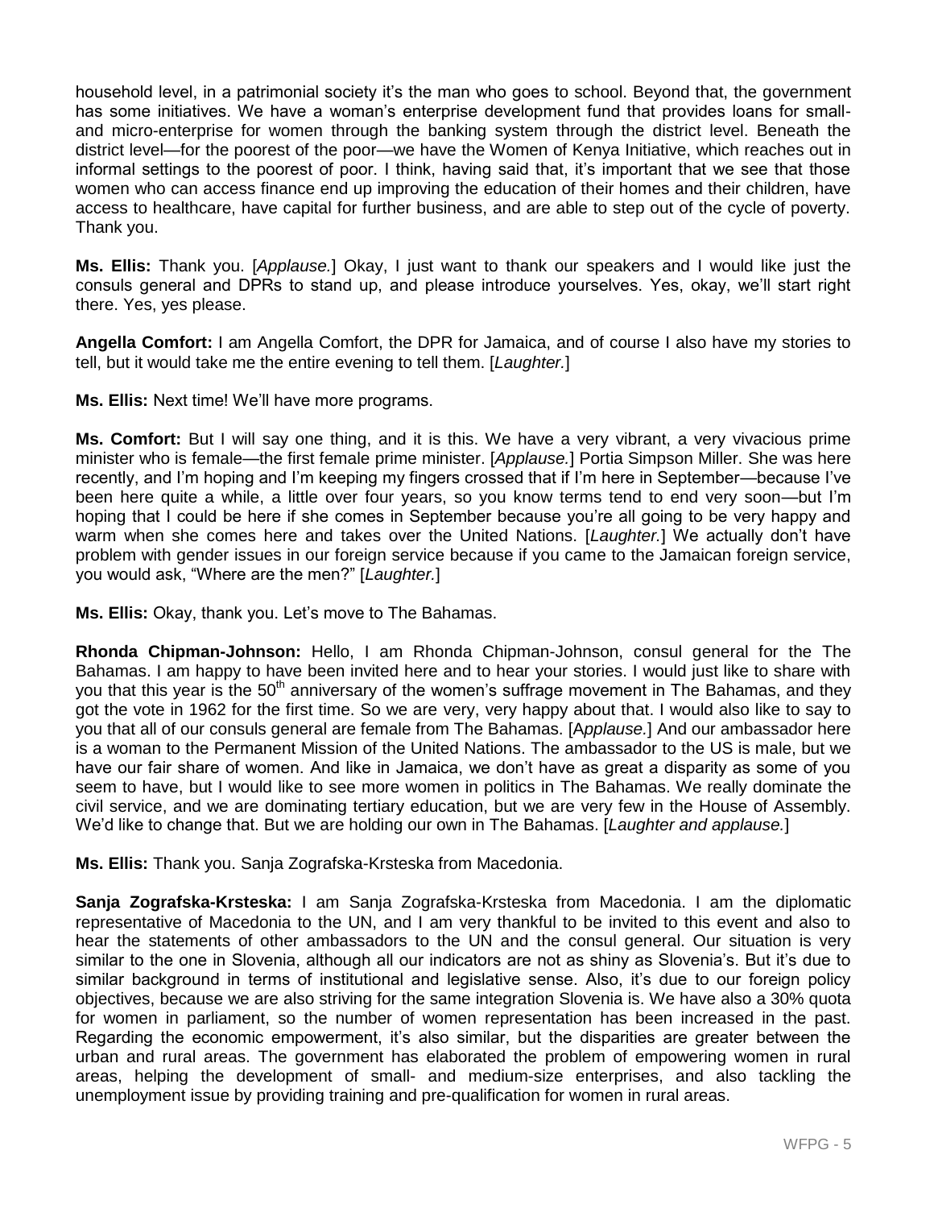household level, in a patrimonial society it's the man who goes to school. Beyond that, the government has some initiatives. We have a woman's enterprise development fund that provides loans for small- and micro-enterprise for women through the banking system through the district level. Beneath the district level—for the poorest of the poor—we have the Women of Kenya Initiative, which reaches out in informal settings to the poorest of poor. I think, having said that, it's important that we see that those women who can access finance end up improving the education of their homes and their children, have access to healthcare, have capital for further business, and are able to step out of the cycle of poverty. Thank you.

**Ms. Ellis:** Thank you. [*Applause.*] Okay, I just want to thank our speakers and I would like just the consuls general and DPRs to stand up, and please introduce yourselves. Yes, okay, we'll start right there. Yes, yes please.

**Angella Comfort:** I am Angella Comfort, the DPR for Jamaica, and of course I also have my stories to tell, but it would take me the entire evening to tell them. [*Laughter.*]

**Ms. Ellis:** Next time! We'll have more programs.

**Ms. Comfort:** But I will say one thing, and it is this. We have a very vibrant, a very vivacious prime minister who is female—the first female prime minister. [*Applause.*] Portia Simpson Miller. She was here recently, and I'm hoping and I'm keeping my fingers crossed that if I'm here in September—because I've been here quite a while, a little over four years, so you know terms tend to end very soon—but I'm hoping that I could be here if she comes in September because you're all going to be very happy and warm when she comes here and takes over the United Nations. [*Laughter.*] We actually don't have problem with gender issues in our foreign service because if you came to the Jamaican foreign service, you would ask, "Where are the men?" [*Laughter.*]

**Ms. Ellis:** Okay, thank you. Let's move to The Bahamas.

**Rhonda Chipman-Johnson:** Hello, I am Rhonda Chipman-Johnson, consul general for the The Bahamas. I am happy to have been invited here and to hear your stories. I would just like to share with you that this year is the 50th anniversary of the women's suffrage movement in The Bahamas, and they got the vote in 1962 for the first time. So we are very, very happy about that. I would also like to say to you that all of our consuls general are female from The Bahamas. [*Applause.*] And our ambassador here is a woman to the Permanent Mission of the United Nations. The ambassador to the US is male, but we have our fair share of women. And like in Jamaica, we don't have as great a disparity as some of you seem to have, but I would like to see more women in politics in The Bahamas. We really dominate the civil service, and we are dominating tertiary education, but we are very few in the House of Assembly. We'd like to change that. But we are holding our own in The Bahamas. [*Laughter and applause.*]

**Ms. Ellis:** Thank you. Sanja Zografska-Krsteska from Macedonia.

**Sanja Zografska-Krsteska:** I am Sanja Zografska-Krsteska from Macedonia. I am the diplomatic representative of Macedonia to the UN, and I am very thankful to be invited to this event and also to hear the statements of other ambassadors to the UN and the consul general. Our situation is very similar to the one in Slovenia, although all our indicators are not as shiny as Slovenia's. But it's due to similar background in terms of institutional and legislative sense. Also, it's due to our foreign policy objectives, because we are also striving for the same integration Slovenia is. We have also a 30% quota for women in parliament, so the number of women representation has been increased in the past. Regarding the economic empowerment, it's also similar, but the disparities are greater between the urban and rural areas. The government has elaborated the problem of empowering women in rural areas, helping the development of small- and medium-size enterprises, and also tackling the unemployment issue by providing training and pre-qualification for women in rural areas.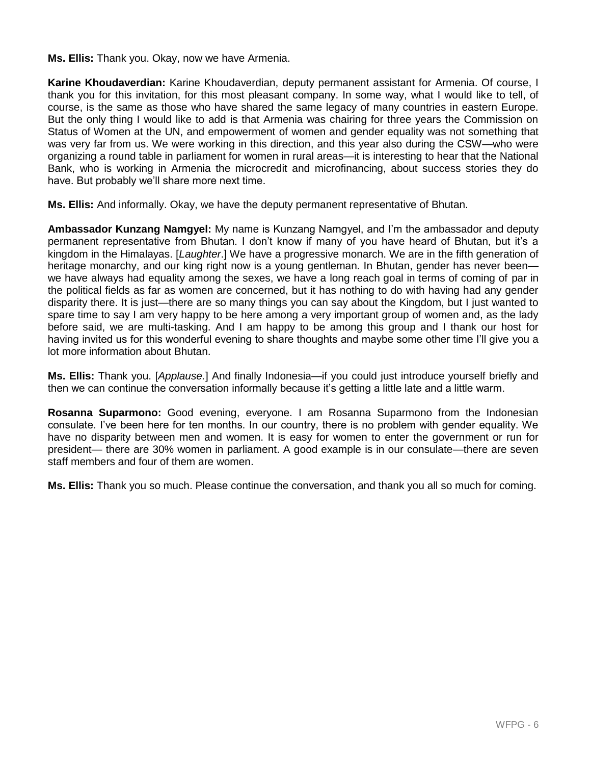**Ms. Ellis:** Thank you. Okay, now we have Armenia.

**Karine Khoudaverdian:** Karine Khoudaverdian, deputy permanent assistant for Armenia. Of course, I thank you for this invitation, for this most pleasant company. In some way, what I would like to tell, of course, is the same as those who have shared the same legacy of many countries in eastern Europe. But the only thing I would like to add is that Armenia was chairing for three years the Commission on Status of Women at the UN, and empowerment of women and gender equality was not something that was very far from us. We were working in this direction, and this year also during the CSW—who were organizing a round table in parliament for women in rural areas—it is interesting to hear that the National Bank, who is working in Armenia the microcredit and microfinancing, about success stories they do have. But probably we'll share more next time.

**Ms. Ellis:** And informally. Okay, we have the deputy permanent representative of Bhutan.

**Ambassador Kunzang Namgyel:** My name is Kunzang Namgyel, and I'm the ambassador and deputy permanent representative from Bhutan. I don't know if many of you have heard of Bhutan, but it's a kingdom in the Himalayas. [*Laughter*.] We have a progressive monarch. We are in the fifth generation of heritage monarchy, and our king right now is a young gentleman. In Bhutan, gender has never been—we have always had equality among the sexes, we have a long reach goal in terms of coming of par in the political fields as far as women are concerned, but it has nothing to do with having had any gender disparity there. It is just—there are so many things you can say about the Kingdom, but I just wanted to spare time to say I am very happy to be here among a very important group of women and, as the lady before said, we are multi-tasking. And I am happy to be among this group and I thank our host for having invited us for this wonderful evening to share thoughts and maybe some other time I'll give you a lot more information about Bhutan.

**Ms. Ellis:** Thank you. [*Applause.*] And finally Indonesia—if you could just introduce yourself briefly and then we can continue the conversation informally because it's getting a little late and a little warm.

**Rosanna Suparmono:** Good evening, everyone. I am Rosanna Suparmono from the Indonesian consulate. I've been here for ten months. In our country, there is no problem with gender equality. We have no disparity between men and women. It is easy for women to enter the government or run for president— there are 30% women in parliament. A good example is in our consulate—there are seven staff members and four of them are women.

**Ms. Ellis:** Thank you so much. Please continue the conversation, and thank you all so much for coming.